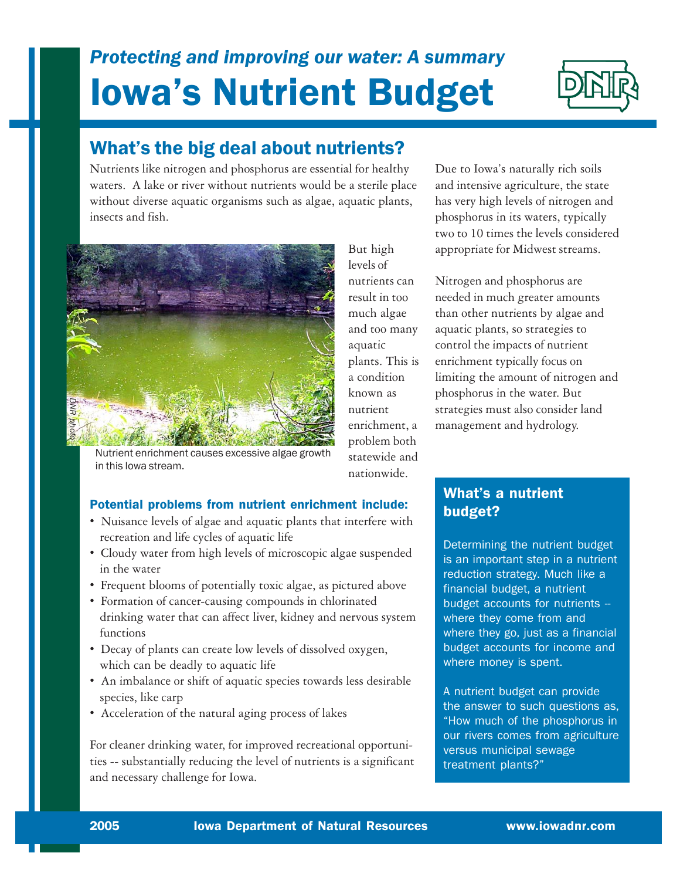*Protecting and improving our water: A summary*

# Iowa's Nutrient Budget

## What's the big deal about nutrients?

Nutrients like nitrogen and phosphorus are essential for healthy waters. A lake or river without nutrients would be a sterile place without diverse aquatic organisms such as algae, aquatic plants, insects and fish.

DNR photo

Nutrient enrichment causes excessive algae growth in this Iowa stream.

But high levels of nutrients can result in too much algae and too many aquatic plants. This is a condition known as nutrient enrichment, a problem both statewide and nationwide.

### Potential problems from nutrient enrichment include:

- Nuisance levels of algae and aquatic plants that interfere with recreation and life cycles of aquatic life
- Cloudy water from high levels of microscopic algae suspended in the water
- Frequent blooms of potentially toxic algae, as pictured above
- Formation of cancer-causing compounds in chlorinated drinking water that can affect liver, kidney and nervous system functions
- Decay of plants can create low levels of dissolved oxygen, which can be deadly to aquatic life
- An imbalance or shift of aquatic species towards less desirable species, like carp
- Acceleration of the natural aging process of lakes

For cleaner drinking water, for improved recreational opportunities -- substantially reducing the level of nutrients is a significant and necessary challenge for Iowa.

Due to Iowa's naturally rich soils and intensive agriculture, the state has very high levels of nitrogen and phosphorus in its waters, typically two to 10 times the levels considered appropriate for Midwest streams.

Nitrogen and phosphorus are needed in much greater amounts than other nutrients by algae and aquatic plants, so strategies to control the impacts of nutrient enrichment typically focus on limiting the amount of nitrogen and phosphorus in the water. But strategies must also consider land management and hydrology.

### What's a nutrient budget?

Determining the nutrient budget is an important step in a nutrient reduction strategy. Much like a financial budget, a nutrient budget accounts for nutrients -- where they come from and where they go, just as a financial budget accounts for income and where money is spent.

A nutrient budget can provide the answer to such questions as, "How much of the phosphorus in our rivers comes from agriculture versus municipal sewage treatment plants?"

2005 Iowa Department of Natural Resources www.iowadnr.com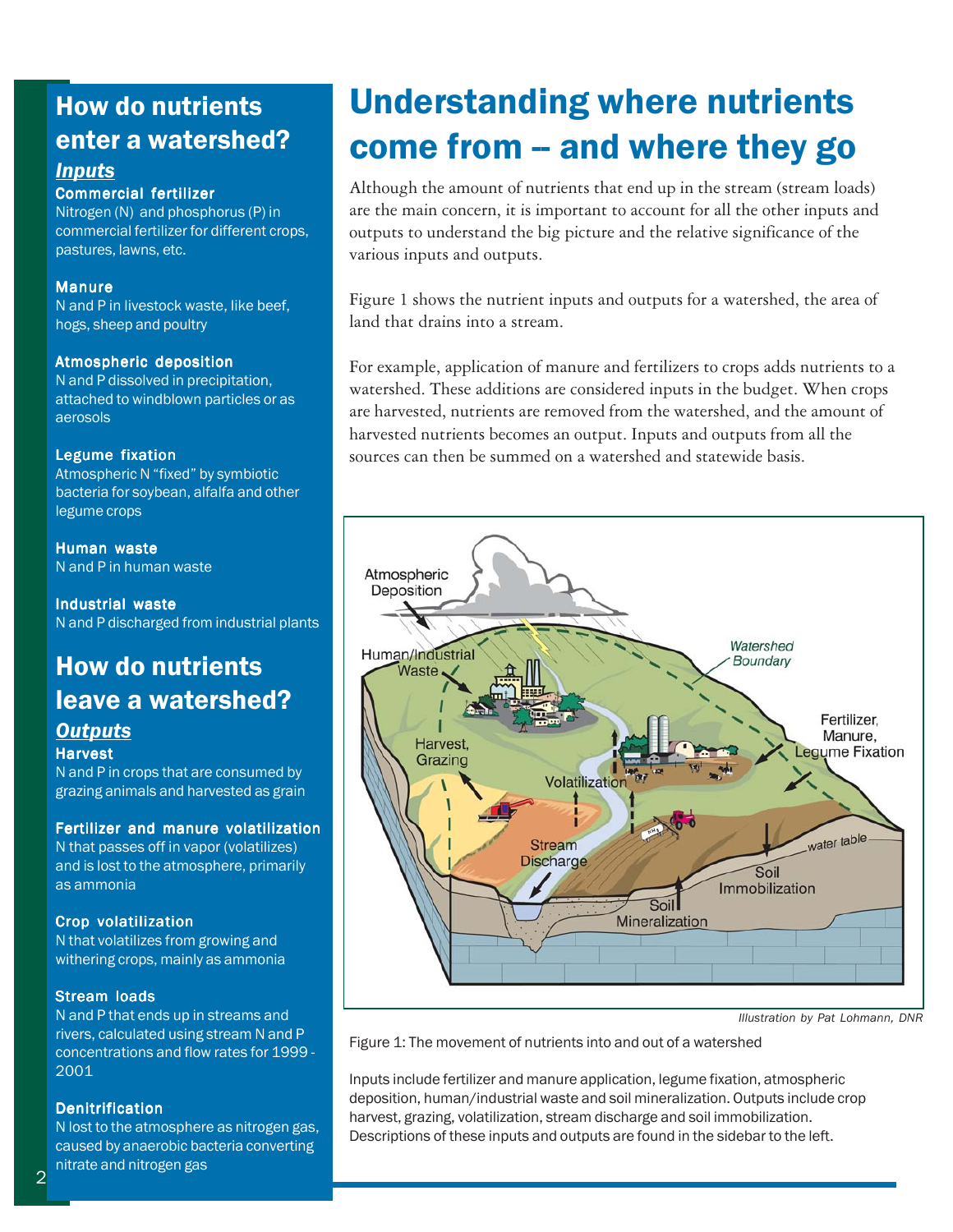## How do nutrients enter a watershed?

### *Inputs*

**Commercial fertilizer**
Nitrogen (N) and phosphorus (P) in commercial fertilizer for different crops, pastures, lawns, etc.

**Manure**
N and P in livestock waste, like beef, hogs, sheep and poultry

**Atmospheric deposition**
N and P dissolved in precipitation, attached to windblown particles or as aerosols

**Legume fixation**
Atmospheric N "fixed" by symbiotic bacteria for soybean, alfalfa and other legume crops

**Human waste**
N and P in human waste

**Industrial waste**
N and P discharged from industrial plants

## How do nutrients leave a watershed?

### *Outputs*

**Harvest**
N and P in crops that are consumed by grazing animals and harvested as grain

**Fertilizer and manure volatilization**
N that passes off in vapor (volatilizes) and is lost to the atmosphere, primarily as ammonia

**Crop volatilization**
N that volatilizes from growing and withering crops, mainly as ammonia

**Stream loads**
N and P that ends up in streams and rivers, calculated using stream N and P concentrations and flow rates for 1999 - 2001

**Denitrification**
N lost to the atmosphere as nitrogen gas, caused by anaerobic bacteria converting nitrate and nitrogen gas

# Understanding where nutrients come from -- and where they go

Although the amount of nutrients that end up in the stream (stream loads) are the main concern, it is important to account for all the other inputs and outputs to understand the big picture and the relative significance of the various inputs and outputs.

Figure 1 shows the nutrient inputs and outputs for a watershed, the area of land that drains into a stream.

For example, application of manure and fertilizers to crops adds nutrients to a watershed. These additions are considered inputs in the budget. When crops are harvested, nutrients are removed from the watershed, and the amount of harvested nutrients becomes an output. Inputs and outputs from all the sources can then be summed on a watershed and statewide basis.

*Illustration by Pat Lohmann, DNR*

Figure 1: The movement of nutrients into and out of a watershed

Inputs include fertilizer and manure application, legume fixation, atmospheric deposition, human/industrial waste and soil mineralization. Outputs include crop harvest, grazing, volatilization, stream discharge and soil immobilization. Descriptions of these inputs and outputs are found in the sidebar to the left.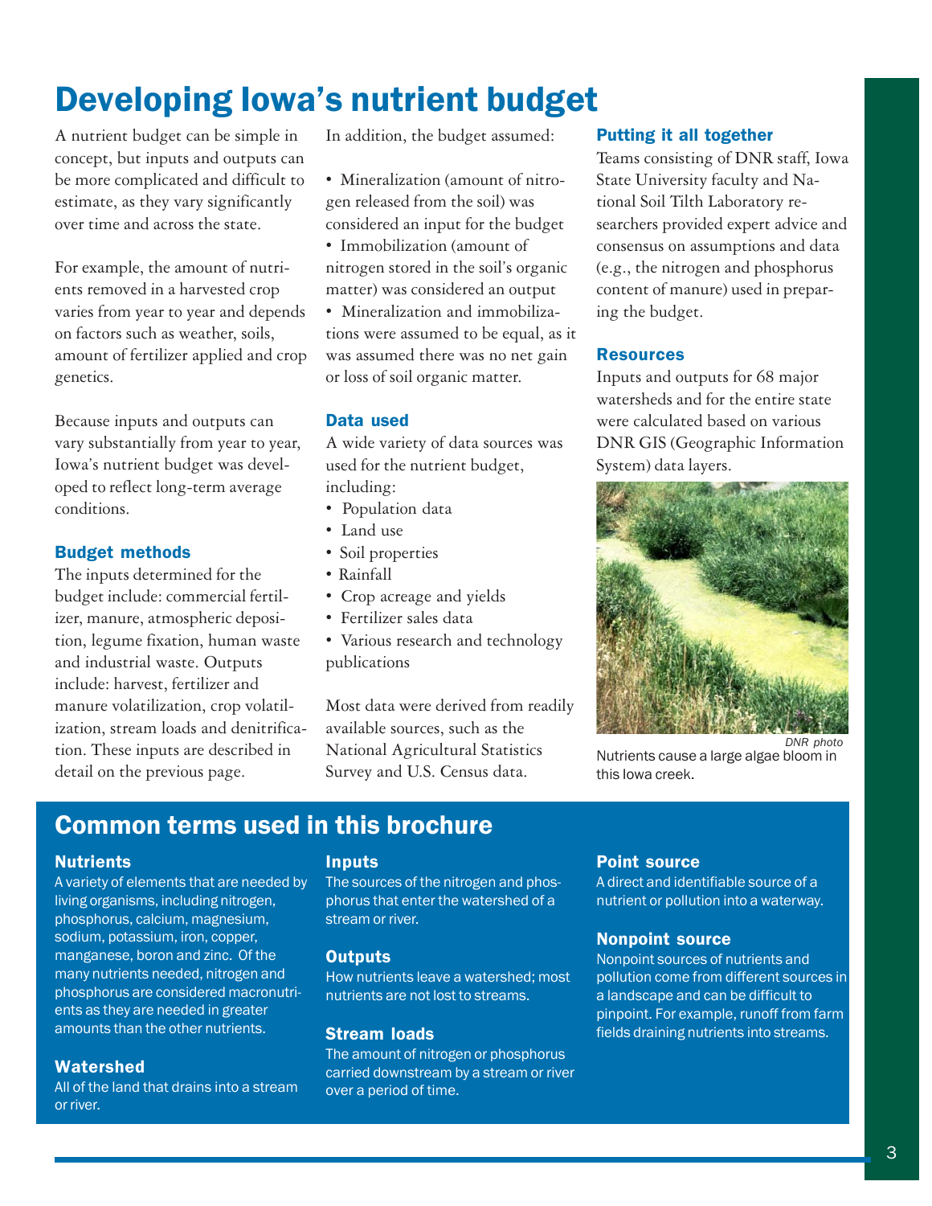# Developing Iowa's nutrient budget

A nutrient budget can be simple in concept, but inputs and outputs can be more complicated and difficult to estimate, as they vary significantly over time and across the state.

For example, the amount of nutrients removed in a harvested crop varies from year to year and depends on factors such as weather, soils, amount of fertilizer applied and crop genetics.

Because inputs and outputs can vary substantially from year to year, Iowa's nutrient budget was developed to reflect long-term average conditions.

### Budget methods

The inputs determined for the budget include: commercial fertilizer, manure, atmospheric deposition, legume fixation, human waste and industrial waste. Outputs include: harvest, fertilizer and manure volatilization, crop volatilization, stream loads and denitrification. These inputs are described in detail on the previous page.

In addition, the budget assumed:

- Mineralization (amount of nitrogen released from the soil) was considered an input for the budget
- Immobilization (amount of nitrogen stored in the soil's organic matter) was considered an output
- Mineralization and immobilizations were assumed to be equal, as it was assumed there was no net gain or loss of soil organic matter.

### Data used

A wide variety of data sources was used for the nutrient budget, including:

- Population data
- Land use
- Soil properties
- Rainfall
- Crop acreage and yields
- Fertilizer sales data
- Various research and technology publications

Most data were derived from readily available sources, such as the National Agricultural Statistics Survey and U.S. Census data.

### Putting it all together

Teams consisting of DNR staff, Iowa State University faculty and National Soil Tilth Laboratory researchers provided expert advice and consensus on assumptions and data (e.g., the nitrogen and phosphorus content of manure) used in preparing the budget.

### Resources

Inputs and outputs for 68 major watersheds and for the entire state were calculated based on various DNR GIS (Geographic Information System) data layers.

*DNR photo*

Nutrients cause a large algae bloom in this Iowa creek.

## Common terms used in this brochure

**Nutrients**
A variety of elements that are needed by living organisms, including nitrogen, phosphorus, calcium, magnesium, sodium, potassium, iron, copper, manganese, boron and zinc. Of the many nutrients needed, nitrogen and phosphorus are considered macronutrients as they are needed in greater amounts than the other nutrients.

**Watershed**
All of the land that drains into a stream or river.

**Inputs**
The sources of the nitrogen and phosphorus that enter the watershed of a stream or river.

**Outputs**
How nutrients leave a watershed; most nutrients are not lost to streams.

**Stream loads**
The amount of nitrogen or phosphorus carried downstream by a stream or river over a period of time.

**Point source**
A direct and identifiable source of a nutrient or pollution into a waterway.

**Nonpoint source**
Nonpoint sources of nutrients and pollution come from different sources in a landscape and can be difficult to pinpoint. For example, runoff from farm fields draining nutrients into streams.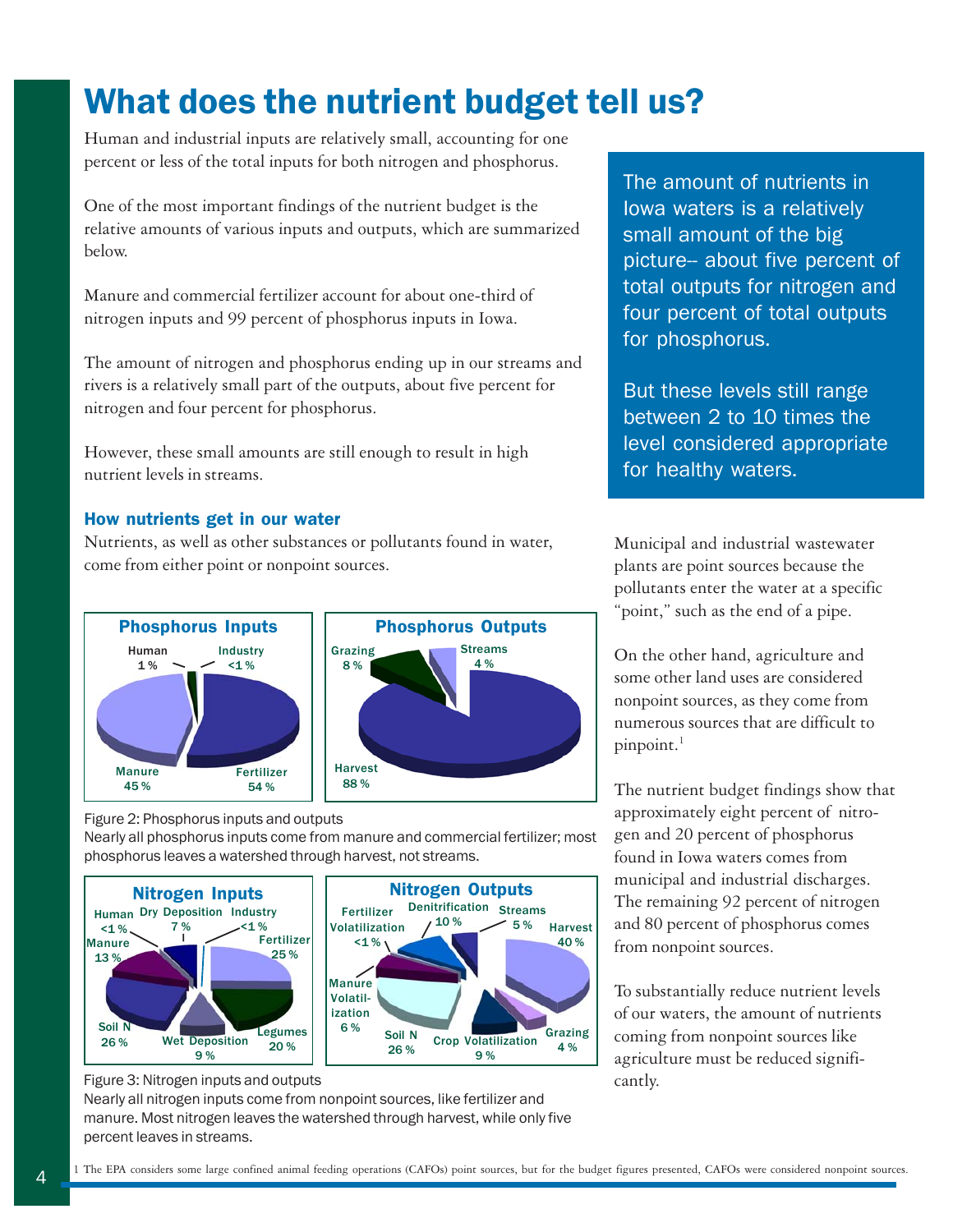# What does the nutrient budget tell us?

Human and industrial inputs are relatively small, accounting for one percent or less of the total inputs for both nitrogen and phosphorus.

One of the most important findings of the nutrient budget is the relative amounts of various inputs and outputs, which are summarized below.

Manure and commercial fertilizer account for about one-third of nitrogen inputs and 99 percent of phosphorus inputs in Iowa.

The amount of nitrogen and phosphorus ending up in our streams and rivers is a relatively small part of the outputs, about five percent for nitrogen and four percent for phosphorus.

However, these small amounts are still enough to result in high nutrient levels in streams.

> The amount of nutrients in Iowa waters is a relatively small amount of the big picture-- about five percent of total outputs for nitrogen and four percent of total outputs for phosphorus.
>
> But these levels still range between 2 to 10 times the level considered appropriate for healthy waters.

### How nutrients get in our water

Nutrients, as well as other substances or pollutants found in water, come from either point or nonpoint sources.

**Phosphorus Inputs**

| Source | Share |
|---|---|
| Human | 1 % |
| Industry | <1 % |
| Manure | 45 % |
| Fertilizer | 54 % |

**Phosphorus Outputs**

| Destination | Share |
|---|---|
| Grazing | 8 % |
| Streams | 4 % |
| Harvest | 88 % |

Figure 2: Phosphorus inputs and outputs
Nearly all phosphorus inputs come from manure and commercial fertilizer; most phosphorus leaves a watershed through harvest, not streams.

**Nitrogen Inputs**

| Source | Share |
|---|---|
| Human | <1 % |
| Dry Deposition | 7 % |
| Industry | <1 % |
| Manure | 13 % |
| Fertilizer | 25 % |
| Soil N | 26 % |
| Wet Deposition | 9 % |
| Legumes | 20 % |

**Nitrogen Outputs**

| Destination | Share |
|---|---|
| Fertilizer Volatilization | <1 % |
| Denitrification | 10 % |
| Streams | 5 % |
| Harvest | 40 % |
| Manure Volatilization | 6 % |
| Soil N | 26 % |
| Crop Volatilization | 9 % |
| Grazing | 4 % |

Figure 3: Nitrogen inputs and outputs
Nearly all nitrogen inputs come from nonpoint sources, like fertilizer and manure. Most nitrogen leaves the watershed through harvest, while only five percent leaves in streams.

Municipal and industrial wastewater plants are point sources because the pollutants enter the water at a specific "point," such as the end of a pipe.

On the other hand, agriculture and some other land uses are considered nonpoint sources, as they come from numerous sources that are difficult to pinpoint.[1]

The nutrient budget findings show that approximately eight percent of nitrogen and 20 percent of phosphorus found in Iowa waters comes from municipal and industrial discharges. The remaining 92 percent of nitrogen and 80 percent of phosphorus comes from nonpoint sources.

To substantially reduce nutrient levels of our waters, the amount of nutrients coming from nonpoint sources like agriculture must be reduced significantly.

[1] The EPA considers some large confined animal feeding operations (CAFOs) point sources, but for the budget figures presented, CAFOs were considered nonpoint sources.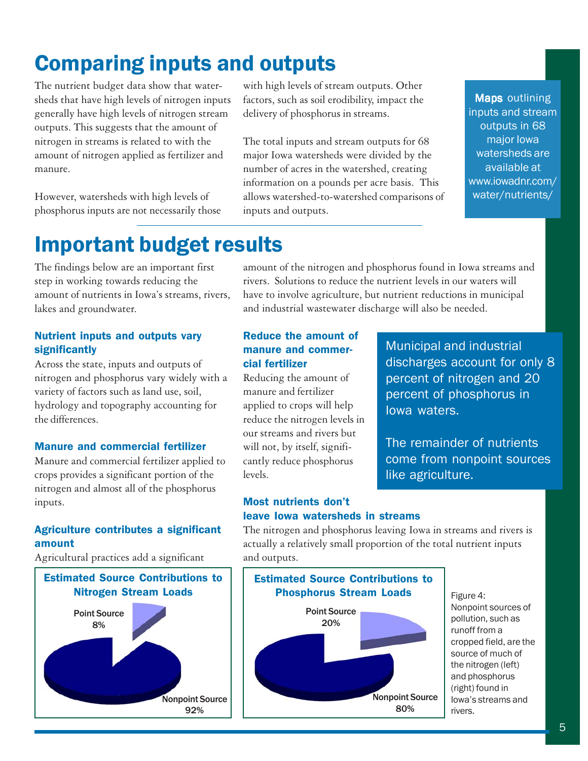# Comparing inputs and outputs

The nutrient budget data show that watersheds that have high levels of nitrogen inputs generally have high levels of nitrogen stream outputs. This suggests that the amount of nitrogen in streams is related to with the amount of nitrogen applied as fertilizer and manure.

However, watersheds with high levels of phosphorus inputs are not necessarily those with high levels of stream outputs. Other factors, such as soil erodibility, impact the delivery of phosphorus in streams.

The total inputs and stream outputs for 68 major Iowa watersheds were divided by the number of acres in the watershed, creating information on a pounds per acre basis. This allows watershed-to-watershed comparisons of inputs and outputs.

**Maps** outlining inputs and stream outputs in 68 major Iowa watersheds are available at www.iowadnr.com/water/nutrients/

# Important budget results

The findings below are an important first step in working towards reducing the amount of nutrients in Iowa's streams, rivers, lakes and groundwater.

### Nutrient inputs and outputs vary significantly

Across the state, inputs and outputs of nitrogen and phosphorus vary widely with a variety of factors such as land use, soil, hydrology and topography accounting for the differences.

### Manure and commercial fertilizer

Manure and commercial fertilizer applied to crops provides a significant portion of the nitrogen and almost all of the phosphorus inputs.

### Agriculture contributes a significant amount

Agricultural practices add a significant amount of the nitrogen and phosphorus found in Iowa streams and rivers. Solutions to reduce the nutrient levels in our waters will have to involve agriculture, but nutrient reductions in municipal and industrial wastewater discharge will also be needed.

### Reduce the amount of manure and commercial fertilizer

Reducing the amount of manure and fertilizer applied to crops will help reduce the nitrogen levels in our streams and rivers but will not, by itself, significantly reduce phosphorus levels.

Municipal and industrial discharges account for only 8 percent of nitrogen and 20 percent of phosphorus in Iowa waters.

The remainder of nutrients come from nonpoint sources like agriculture.

### Most nutrients don't leave Iowa watersheds in streams

The nitrogen and phosphorus leaving Iowa in streams and rivers is actually a relatively small proportion of the total nutrient inputs and outputs.

**Estimated Source Contributions to Nitrogen Stream Loads**

| Source | Share |
|---|---|
| Point Source | 8% |
| Nonpoint Source | 92% |

**Estimated Source Contributions to Phosphorus Stream Loads**

| Source | Share |
|---|---|
| Point Source | 20% |
| Nonpoint Source | 80% |

Figure 4: Nonpoint sources of pollution, such as runoff from a cropped field, are the source of much of the nitrogen (left) and phosphorus (right) found in Iowa's streams and rivers.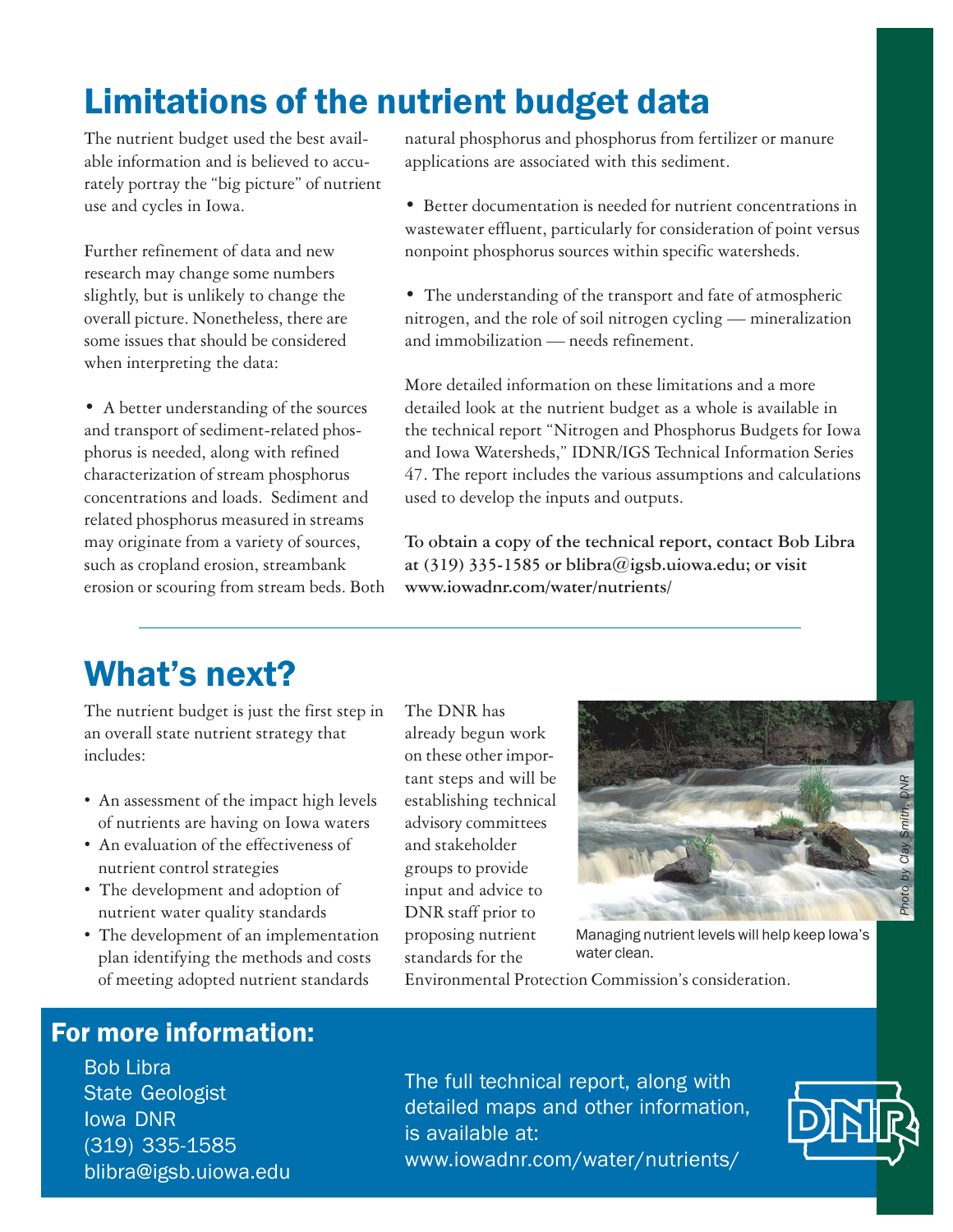## Limitations of the nutrient budget data

The nutrient budget used the best available information and is believed to accurately portray the "big picture" of nutrient use and cycles in Iowa.

Further refinement of data and new research may change some numbers slightly, but is unlikely to change the overall picture. Nonetheless, there are some issues that should be considered when interpreting the data:

- A better understanding of the sources and transport of sediment-related phosphorus is needed, along with refined characterization of stream phosphorus concentrations and loads. Sediment and related phosphorus measured in streams may originate from a variety of sources, such as cropland erosion, streambank erosion or scouring from stream beds. Both natural phosphorus and phosphorus from fertilizer or manure applications are associated with this sediment.
- Better documentation is needed for nutrient concentrations in wastewater effluent, particularly for consideration of point versus nonpoint phosphorus sources within specific watersheds.
- The understanding of the transport and fate of atmospheric nitrogen, and the role of soil nitrogen cycling — mineralization and immobilization — needs refinement.

More detailed information on these limitations and a more detailed look at the nutrient budget as a whole is available in the technical report "Nitrogen and Phosphorus Budgets for Iowa and Iowa Watersheds," IDNR/IGS Technical Information Series 47. The report includes the various assumptions and calculations used to develop the inputs and outputs.

**To obtain a copy of the technical report, contact Bob Libra at (319) 335-1585 or blibra@igsb.uiowa.edu; or visit www.iowadnr.com/water/nutrients/**

## What's next?

The nutrient budget is just the first step in an overall state nutrient strategy that includes:

- An assessment of the impact high levels of nutrients are having on Iowa waters
- An evaluation of the effectiveness of nutrient control strategies
- The development and adoption of nutrient water quality standards
- The development of an implementation plan identifying the methods and costs of meeting adopted nutrient standards

The DNR has already begun work on these other important steps and will be establishing technical advisory committees and stakeholder groups to provide input and advice to DNR staff prior to proposing nutrient standards for the Environmental Protection Commission's consideration.

*Photo by Clay Smith, DNR*

Managing nutrient levels will help keep Iowa's water clean.

## For more information:

Bob Libra
State Geologist
Iowa DNR
(319) 335-1585
blibra@igsb.uiowa.edu

The full technical report, along with detailed maps and other information, is available at:
www.iowadnr.com/water/nutrients/

DNR